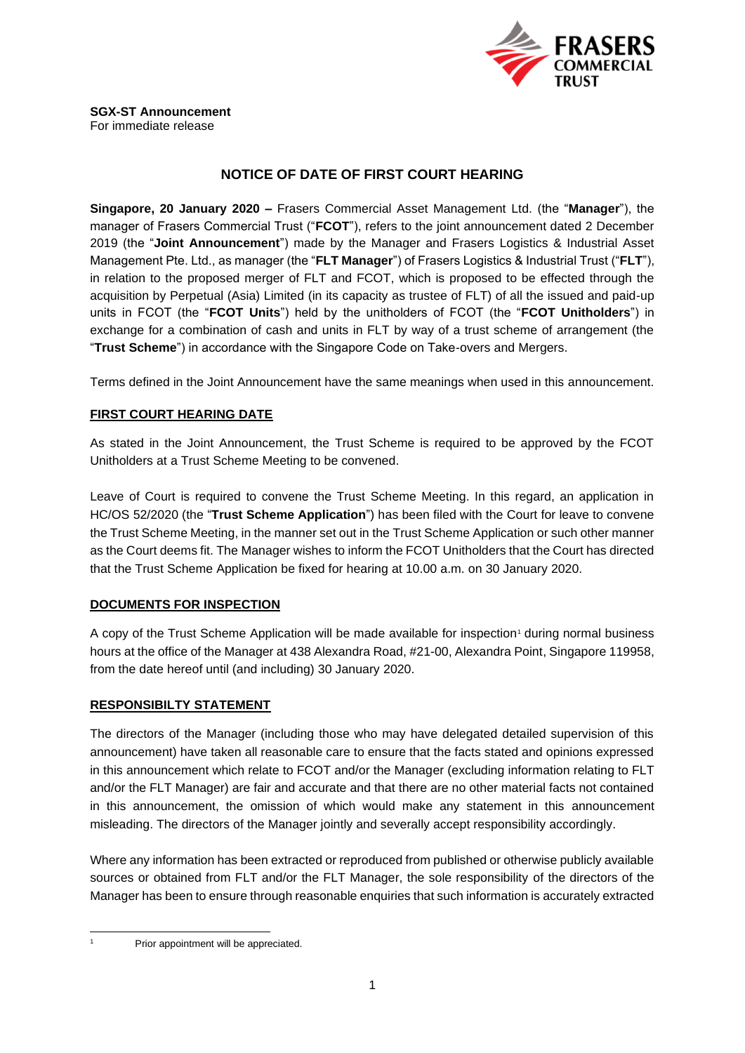**SGX-ST Announcement**
For immediate release

# NOTICE OF DATE OF FIRST COURT HEARING

**Singapore, 20 January 2020 –** Frasers Commercial Asset Management Ltd. (the "**Manager**"), the manager of Frasers Commercial Trust ("**FCOT**"), refers to the joint announcement dated 2 December 2019 (the "**Joint Announcement**") made by the Manager and Frasers Logistics & Industrial Asset Management Pte. Ltd., as manager (the "**FLT Manager**") of Frasers Logistics & Industrial Trust ("**FLT**"), in relation to the proposed merger of FLT and FCOT, which is proposed to be effected through the acquisition by Perpetual (Asia) Limited (in its capacity as trustee of FLT) of all the issued and paid-up units in FCOT (the "**FCOT Units**") held by the unitholders of FCOT (the "**FCOT Unitholders**") in exchange for a combination of cash and units in FLT by way of a trust scheme of arrangement (the "**Trust Scheme**") in accordance with the Singapore Code on Take-overs and Mergers.

Terms defined in the Joint Announcement have the same meanings when used in this announcement.

## FIRST COURT HEARING DATE

As stated in the Joint Announcement, the Trust Scheme is required to be approved by the FCOT Unitholders at a Trust Scheme Meeting to be convened.

Leave of Court is required to convene the Trust Scheme Meeting. In this regard, an application in HC/OS 52/2020 (the "**Trust Scheme Application**") has been filed with the Court for leave to convene the Trust Scheme Meeting, in the manner set out in the Trust Scheme Application or such other manner as the Court deems fit. The Manager wishes to inform the FCOT Unitholders that the Court has directed that the Trust Scheme Application be fixed for hearing at 10.00 a.m. on 30 January 2020.

## DOCUMENTS FOR INSPECTION

A copy of the Trust Scheme Application will be made available for inspection[1] during normal business hours at the office of the Manager at 438 Alexandra Road, #21-00, Alexandra Point, Singapore 119958, from the date hereof until (and including) 30 January 2020.

## RESPONSIBILTY STATEMENT

The directors of the Manager (including those who may have delegated detailed supervision of this announcement) have taken all reasonable care to ensure that the facts stated and opinions expressed in this announcement which relate to FCOT and/or the Manager (excluding information relating to FLT and/or the FLT Manager) are fair and accurate and that there are no other material facts not contained in this announcement, the omission of which would make any statement in this announcement misleading. The directors of the Manager jointly and severally accept responsibility accordingly.

Where any information has been extracted or reproduced from published or otherwise publicly available sources or obtained from FLT and/or the FLT Manager, the sole responsibility of the directors of the Manager has been to ensure through reasonable enquiries that such information is accurately extracted

[1] Prior appointment will be appreciated.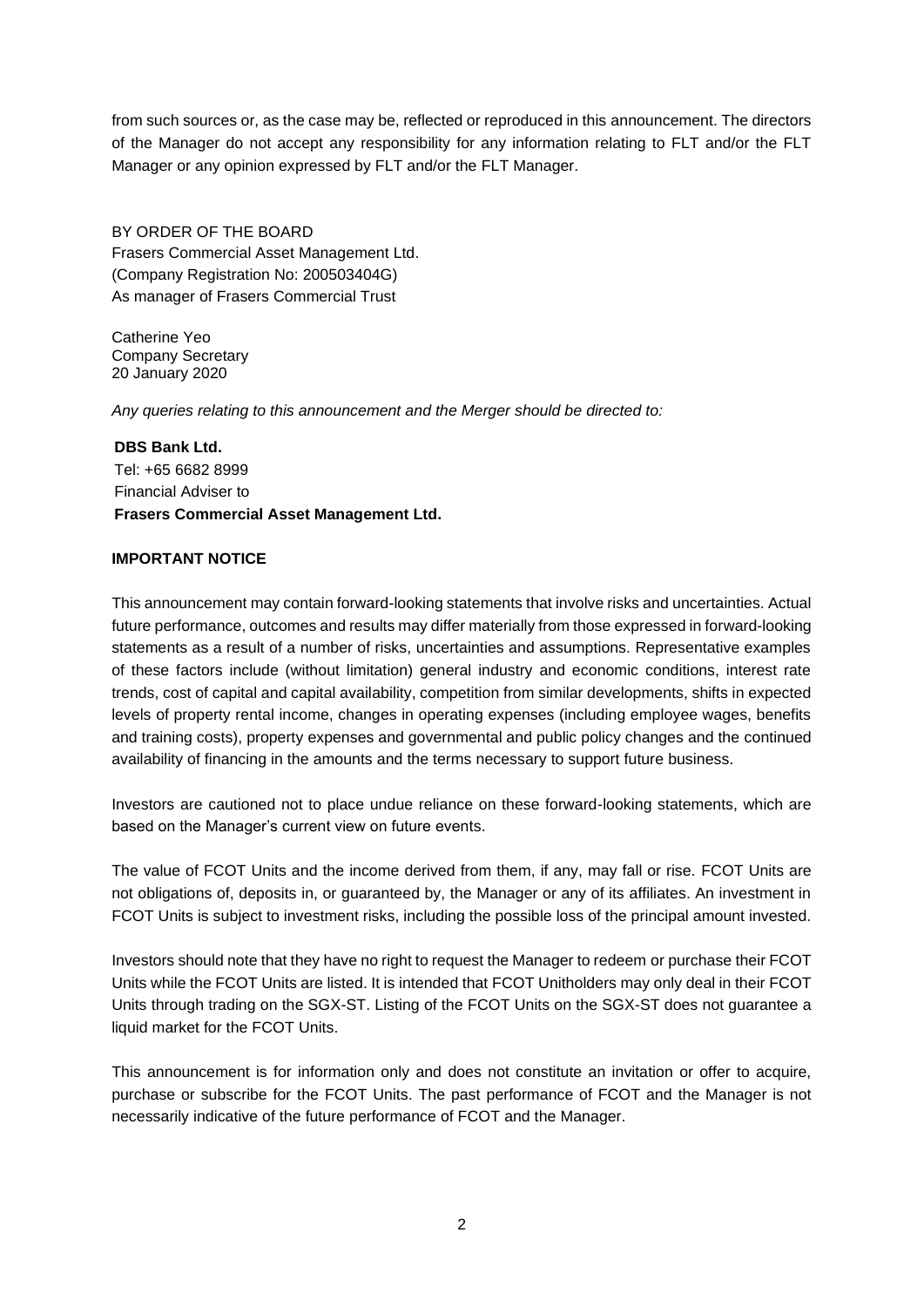from such sources or, as the case may be, reflected or reproduced in this announcement. The directors of the Manager do not accept any responsibility for any information relating to FLT and/or the FLT Manager or any opinion expressed by FLT and/or the FLT Manager.

BY ORDER OF THE BOARD
Frasers Commercial Asset Management Ltd.
(Company Registration No: 200503404G)
As manager of Frasers Commercial Trust

Catherine Yeo
Company Secretary
20 January 2020

*Any queries relating to this announcement and the Merger should be directed to:*

**DBS Bank Ltd.**
Tel: +65 6682 8999
Financial Adviser to
**Frasers Commercial Asset Management Ltd.**

**IMPORTANT NOTICE**

This announcement may contain forward-looking statements that involve risks and uncertainties. Actual future performance, outcomes and results may differ materially from those expressed in forward-looking statements as a result of a number of risks, uncertainties and assumptions. Representative examples of these factors include (without limitation) general industry and economic conditions, interest rate trends, cost of capital and capital availability, competition from similar developments, shifts in expected levels of property rental income, changes in operating expenses (including employee wages, benefits and training costs), property expenses and governmental and public policy changes and the continued availability of financing in the amounts and the terms necessary to support future business.

Investors are cautioned not to place undue reliance on these forward-looking statements, which are based on the Manager's current view on future events.

The value of FCOT Units and the income derived from them, if any, may fall or rise. FCOT Units are not obligations of, deposits in, or guaranteed by, the Manager or any of its affiliates. An investment in FCOT Units is subject to investment risks, including the possible loss of the principal amount invested.

Investors should note that they have no right to request the Manager to redeem or purchase their FCOT Units while the FCOT Units are listed. It is intended that FCOT Unitholders may only deal in their FCOT Units through trading on the SGX-ST. Listing of the FCOT Units on the SGX-ST does not guarantee a liquid market for the FCOT Units.

This announcement is for information only and does not constitute an invitation or offer to acquire, purchase or subscribe for the FCOT Units. The past performance of FCOT and the Manager is not necessarily indicative of the future performance of FCOT and the Manager.